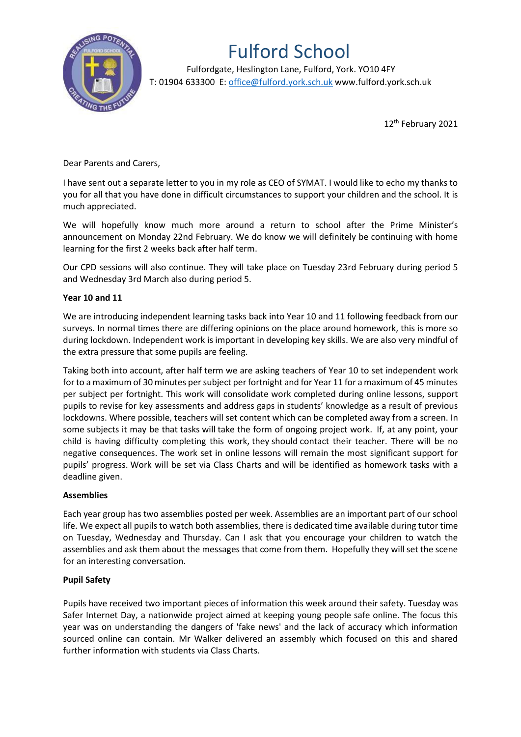# Fulford School

Fulfordgate, Heslington Lane, Fulford, York. YO10 4FY
T: 01904 633300 E: office@fulford.york.sch.uk www.fulford.york.sch.uk

12th February 2021

Dear Parents and Carers,

I have sent out a separate letter to you in my role as CEO of SYMAT. I would like to echo my thanks to you for all that you have done in difficult circumstances to support your children and the school. It is much appreciated.

We will hopefully know much more around a return to school after the Prime Minister's announcement on Monday 22nd February. We do know we will definitely be continuing with home learning for the first 2 weeks back after half term.

Our CPD sessions will also continue. They will take place on Tuesday 23rd February during period 5 and Wednesday 3rd March also during period 5.

**Year 10 and 11**

We are introducing independent learning tasks back into Year 10 and 11 following feedback from our surveys. In normal times there are differing opinions on the place around homework, this is more so during lockdown. Independent work is important in developing key skills. We are also very mindful of the extra pressure that some pupils are feeling.

Taking both into account, after half term we are asking teachers of Year 10 to set independent work for to a maximum of 30 minutes per subject per fortnight and for Year 11 for a maximum of 45 minutes per subject per fortnight. This work will consolidate work completed during online lessons, support pupils to revise for key assessments and address gaps in students' knowledge as a result of previous lockdowns. Where possible, teachers will set content which can be completed away from a screen. In some subjects it may be that tasks will take the form of ongoing project work. If, at any point, your child is having difficulty completing this work, they should contact their teacher. There will be no negative consequences. The work set in online lessons will remain the most significant support for pupils' progress. Work will be set via Class Charts and will be identified as homework tasks with a deadline given.

**Assemblies**

Each year group has two assemblies posted per week. Assemblies are an important part of our school life. We expect all pupils to watch both assemblies, there is dedicated time available during tutor time on Tuesday, Wednesday and Thursday. Can I ask that you encourage your children to watch the assemblies and ask them about the messages that come from them. Hopefully they will set the scene for an interesting conversation.

**Pupil Safety**

Pupils have received two important pieces of information this week around their safety. Tuesday was Safer Internet Day, a nationwide project aimed at keeping young people safe online. The focus this year was on understanding the dangers of 'fake news' and the lack of accuracy which information sourced online can contain. Mr Walker delivered an assembly which focused on this and shared further information with students via Class Charts.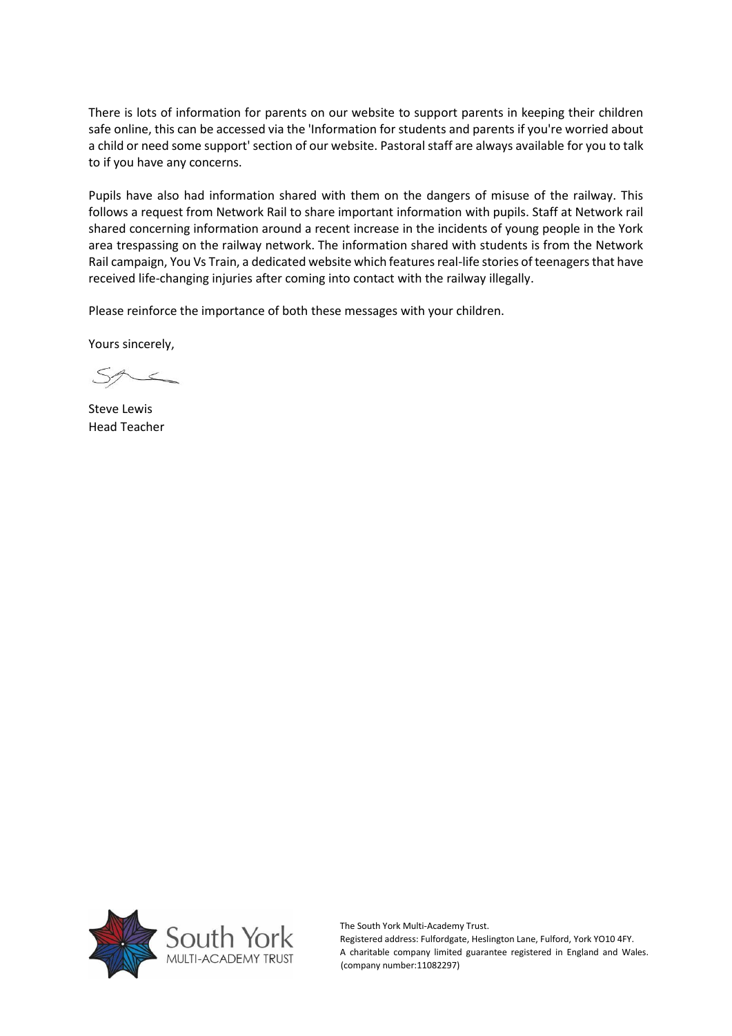There is lots of information for parents on our website to support parents in keeping their children safe online, this can be accessed via the 'Information for students and parents if you're worried about a child or need some support' section of our website. Pastoral staff are always available for you to talk to if you have any concerns.

Pupils have also had information shared with them on the dangers of misuse of the railway. This follows a request from Network Rail to share important information with pupils. Staff at Network rail shared concerning information around a recent increase in the incidents of young people in the York area trespassing on the railway network. The information shared with students is from the Network Rail campaign, You Vs Train, a dedicated website which features real-life stories of teenagers that have received life-changing injuries after coming into contact with the railway illegally.

Please reinforce the importance of both these messages with your children.

Yours sincerely,

Steve Lewis
Head Teacher

South York MULTI-ACADEMY TRUST

The South York Multi-Academy Trust.
Registered address: Fulfordgate, Heslington Lane, Fulford, York YO10 4FY.
A charitable company limited guarantee registered in England and Wales. (company number:11082297)